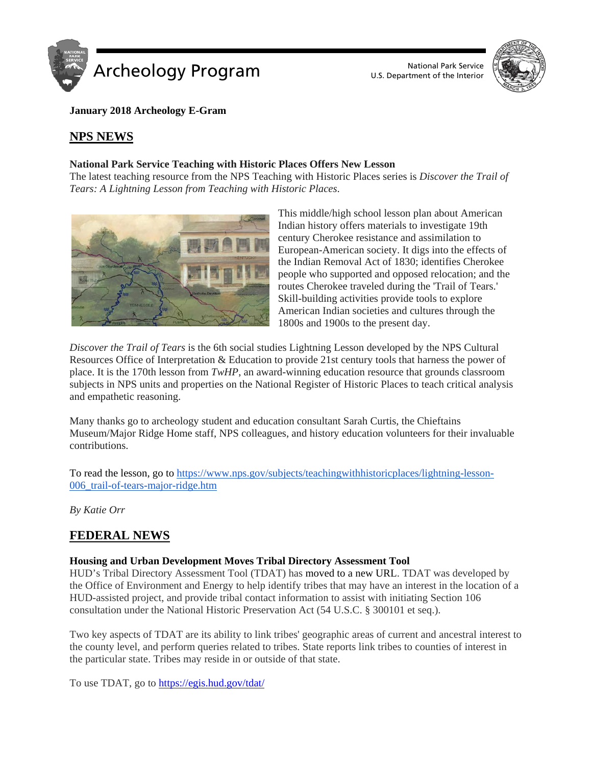# Archeology Program

National Park Service
U.S. Department of the Interior

**January 2018 Archeology E-Gram**

## NPS NEWS

**National Park Service Teaching with Historic Places Offers New Lesson**
The latest teaching resource from the NPS Teaching with Historic Places series is *Discover the Trail of Tears: A Lightning Lesson from Teaching with Historic Places.*

This middle/high school lesson plan about American Indian history offers materials to investigate 19th century Cherokee resistance and assimilation to European-American society. It digs into the effects of the Indian Removal Act of 1830; identifies Cherokee people who supported and opposed relocation; and the routes Cherokee traveled during the 'Trail of Tears.' Skill-building activities provide tools to explore American Indian societies and cultures through the 1800s and 1900s to the present day.

*Discover the Trail of Tears* is the 6th social studies Lightning Lesson developed by the NPS Cultural Resources Office of Interpretation & Education to provide 21st century tools that harness the power of place. It is the 170th lesson from *TwHP*, an award-winning education resource that grounds classroom subjects in NPS units and properties on the National Register of Historic Places to teach critical analysis and empathetic reasoning.

Many thanks go to archeology student and education consultant Sarah Curtis, the Chieftains Museum/Major Ridge Home staff, NPS colleagues, and history education volunteers for their invaluable contributions.

To read the lesson, go to https://www.nps.gov/subjects/teachingwithhistoricplaces/lightning-lesson-006_trail-of-tears-major-ridge.htm

*By Katie Orr*

## FEDERAL NEWS

**Housing and Urban Development Moves Tribal Directory Assessment Tool**
HUD's Tribal Directory Assessment Tool (TDAT) has moved to a new URL. TDAT was developed by the Office of Environment and Energy to help identify tribes that may have an interest in the location of a HUD-assisted project, and provide tribal contact information to assist with initiating Section 106 consultation under the National Historic Preservation Act (54 U.S.C. § 300101 et seq.).

Two key aspects of TDAT are its ability to link tribes' geographic areas of current and ancestral interest to the county level, and perform queries related to tribes. State reports link tribes to counties of interest in the particular state. Tribes may reside in or outside of that state.

To use TDAT, go to https://egis.hud.gov/tdat/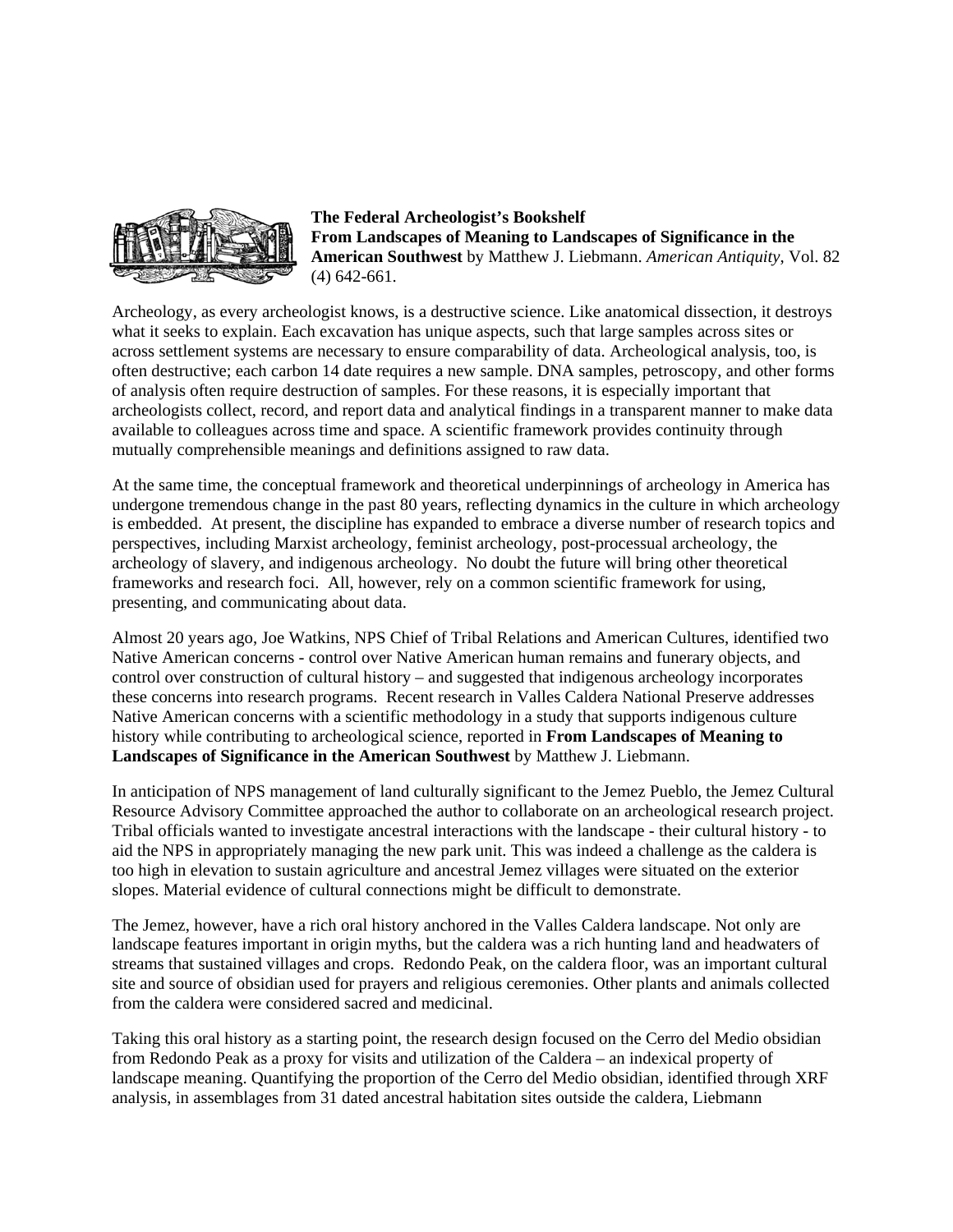**The Federal Archeologist's Bookshelf**
**From Landscapes of Meaning to Landscapes of Significance in the American Southwest** by Matthew J. Liebmann. *American Antiquity*, Vol. 82 (4) 642-661.

Archeology, as every archeologist knows, is a destructive science. Like anatomical dissection, it destroys what it seeks to explain. Each excavation has unique aspects, such that large samples across sites or across settlement systems are necessary to ensure comparability of data. Archeological analysis, too, is often destructive; each carbon 14 date requires a new sample. DNA samples, petroscopy, and other forms of analysis often require destruction of samples. For these reasons, it is especially important that archeologists collect, record, and report data and analytical findings in a transparent manner to make data available to colleagues across time and space. A scientific framework provides continuity through mutually comprehensible meanings and definitions assigned to raw data.

At the same time, the conceptual framework and theoretical underpinnings of archeology in America has undergone tremendous change in the past 80 years, reflecting dynamics in the culture in which archeology is embedded. At present, the discipline has expanded to embrace a diverse number of research topics and perspectives, including Marxist archeology, feminist archeology, post-processual archeology, the archeology of slavery, and indigenous archeology. No doubt the future will bring other theoretical frameworks and research foci. All, however, rely on a common scientific framework for using, presenting, and communicating about data.

Almost 20 years ago, Joe Watkins, NPS Chief of Tribal Relations and American Cultures, identified two Native American concerns - control over Native American human remains and funerary objects, and control over construction of cultural history – and suggested that indigenous archeology incorporates these concerns into research programs. Recent research in Valles Caldera National Preserve addresses Native American concerns with a scientific methodology in a study that supports indigenous culture history while contributing to archeological science, reported in **From Landscapes of Meaning to Landscapes of Significance in the American Southwest** by Matthew J. Liebmann.

In anticipation of NPS management of land culturally significant to the Jemez Pueblo, the Jemez Cultural Resource Advisory Committee approached the author to collaborate on an archeological research project. Tribal officials wanted to investigate ancestral interactions with the landscape - their cultural history - to aid the NPS in appropriately managing the new park unit. This was indeed a challenge as the caldera is too high in elevation to sustain agriculture and ancestral Jemez villages were situated on the exterior slopes. Material evidence of cultural connections might be difficult to demonstrate.

The Jemez, however, have a rich oral history anchored in the Valles Caldera landscape. Not only are landscape features important in origin myths, but the caldera was a rich hunting land and headwaters of streams that sustained villages and crops. Redondo Peak, on the caldera floor, was an important cultural site and source of obsidian used for prayers and religious ceremonies. Other plants and animals collected from the caldera were considered sacred and medicinal.

Taking this oral history as a starting point, the research design focused on the Cerro del Medio obsidian from Redondo Peak as a proxy for visits and utilization of the Caldera – an indexical property of landscape meaning. Quantifying the proportion of the Cerro del Medio obsidian, identified through XRF analysis, in assemblages from 31 dated ancestral habitation sites outside the caldera, Liebmann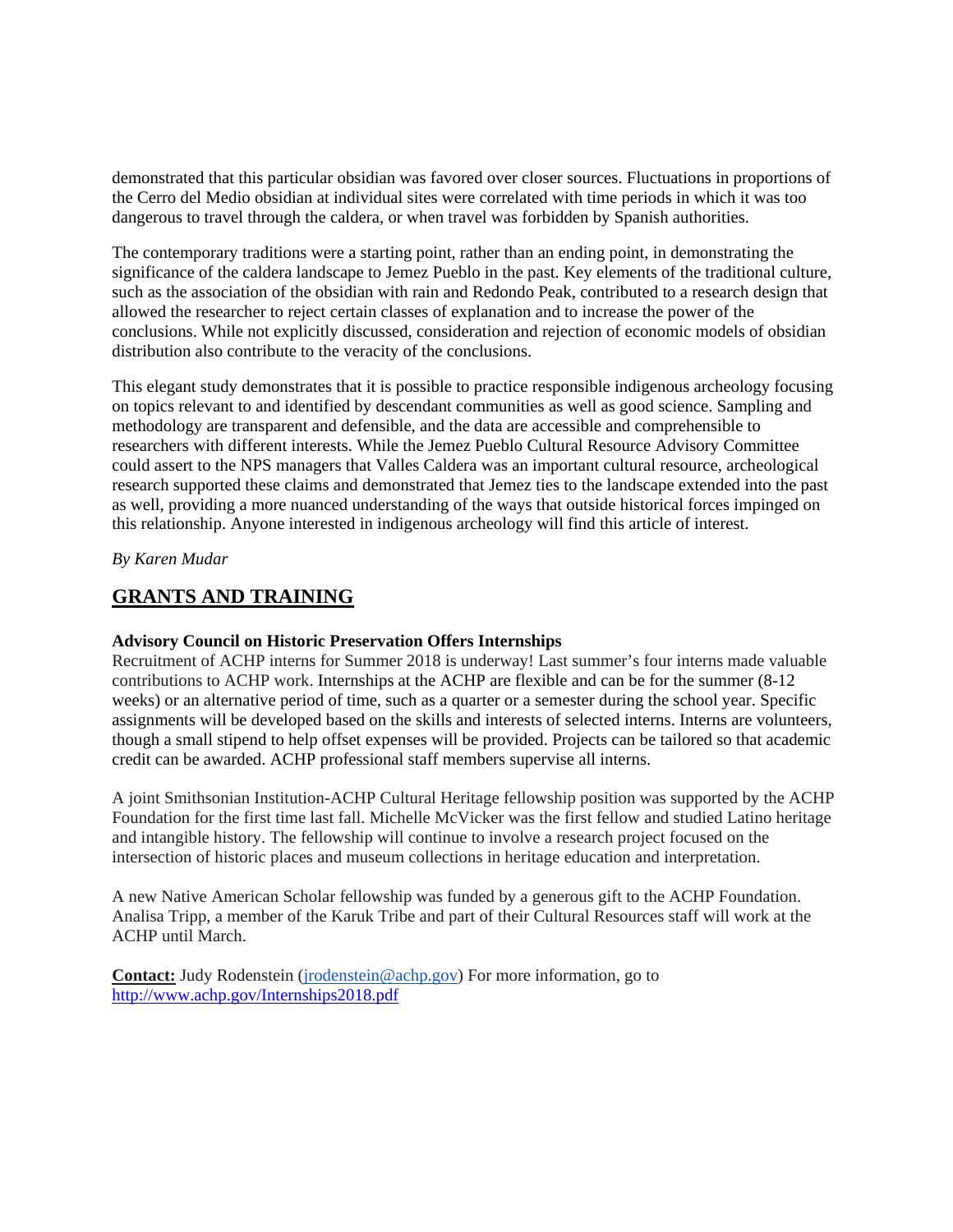demonstrated that this particular obsidian was favored over closer sources. Fluctuations in proportions of the Cerro del Medio obsidian at individual sites were correlated with time periods in which it was too dangerous to travel through the caldera, or when travel was forbidden by Spanish authorities.

The contemporary traditions were a starting point, rather than an ending point, in demonstrating the significance of the caldera landscape to Jemez Pueblo in the past. Key elements of the traditional culture, such as the association of the obsidian with rain and Redondo Peak, contributed to a research design that allowed the researcher to reject certain classes of explanation and to increase the power of the conclusions. While not explicitly discussed, consideration and rejection of economic models of obsidian distribution also contribute to the veracity of the conclusions.

This elegant study demonstrates that it is possible to practice responsible indigenous archeology focusing on topics relevant to and identified by descendant communities as well as good science. Sampling and methodology are transparent and defensible, and the data are accessible and comprehensible to researchers with different interests. While the Jemez Pueblo Cultural Resource Advisory Committee could assert to the NPS managers that Valles Caldera was an important cultural resource, archeological research supported these claims and demonstrated that Jemez ties to the landscape extended into the past as well, providing a more nuanced understanding of the ways that outside historical forces impinged on this relationship. Anyone interested in indigenous archeology will find this article of interest.

*By Karen Mudar*

## GRANTS AND TRAINING

**Advisory Council on Historic Preservation Offers Internships**

Recruitment of ACHP interns for Summer 2018 is underway! Last summer's four interns made valuable contributions to ACHP work. Internships at the ACHP are flexible and can be for the summer (8-12 weeks) or an alternative period of time, such as a quarter or a semester during the school year. Specific assignments will be developed based on the skills and interests of selected interns. Interns are volunteers, though a small stipend to help offset expenses will be provided. Projects can be tailored so that academic credit can be awarded. ACHP professional staff members supervise all interns.

A joint Smithsonian Institution-ACHP Cultural Heritage fellowship position was supported by the ACHP Foundation for the first time last fall. Michelle McVicker was the first fellow and studied Latino heritage and intangible history. The fellowship will continue to involve a research project focused on the intersection of historic places and museum collections in heritage education and interpretation.

A new Native American Scholar fellowship was funded by a generous gift to the ACHP Foundation. Analisa Tripp, a member of the Karuk Tribe and part of their Cultural Resources staff will work at the ACHP until March.

**Contact:** Judy Rodenstein (jrodenstein@achp.gov) For more information, go to http://www.achp.gov/Internships2018.pdf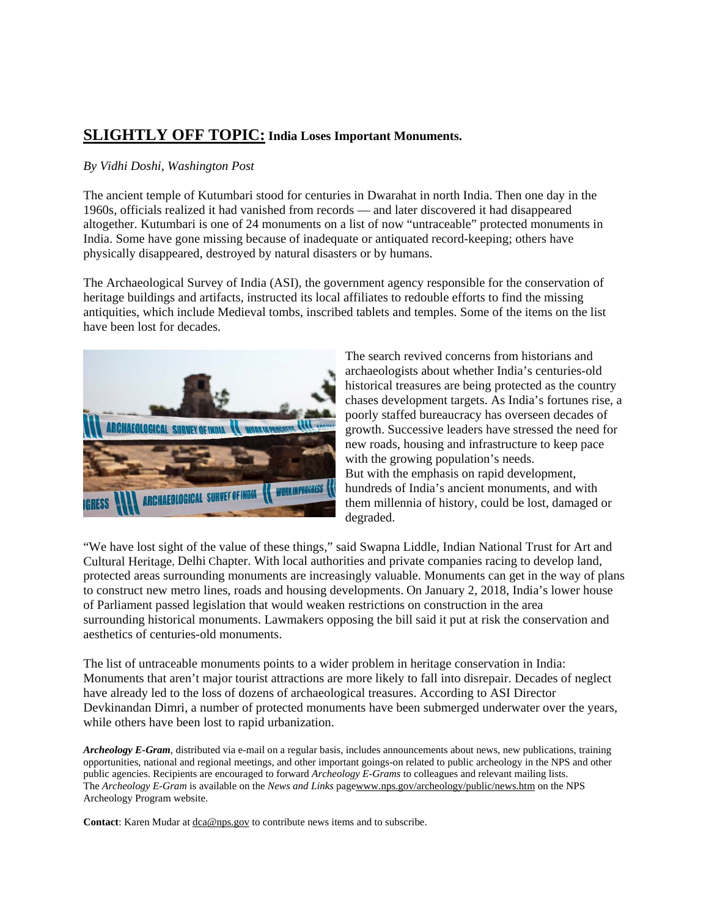## SLIGHTLY OFF TOPIC: India Loses Important Monuments.

*By Vidhi Doshi, Washington Post*

The ancient temple of Kutumbari stood for centuries in Dwarahat in north India. Then one day in the 1960s, officials realized it had vanished from records — and later discovered it had disappeared altogether. Kutumbari is one of 24 monuments on a list of now "untraceable" protected monuments in India. Some have gone missing because of inadequate or antiquated record-keeping; others have physically disappeared, destroyed by natural disasters or by humans.

The Archaeological Survey of India (ASI), the government agency responsible for the conservation of heritage buildings and artifacts, instructed its local affiliates to redouble efforts to find the missing antiquities, which include Medieval tombs, inscribed tablets and temples. Some of the items on the list have been lost for decades.

The search revived concerns from historians and archaeologists about whether India's centuries-old historical treasures are being protected as the country chases development targets. As India's fortunes rise, a poorly staffed bureaucracy has overseen decades of growth. Successive leaders have stressed the need for new roads, housing and infrastructure to keep pace with the growing population's needs.
But with the emphasis on rapid development, hundreds of India's ancient monuments, and with them millennia of history, could be lost, damaged or degraded.

"We have lost sight of the value of these things," said Swapna Liddle, Indian National Trust for Art and Cultural Heritage, Delhi Chapter. With local authorities and private companies racing to develop land, protected areas surrounding monuments are increasingly valuable. Monuments can get in the way of plans to construct new metro lines, roads and housing developments. On January 2, 2018, India's lower house of Parliament passed legislation that would weaken restrictions on construction in the area surrounding historical monuments. Lawmakers opposing the bill said it put at risk the conservation and aesthetics of centuries-old monuments.

The list of untraceable monuments points to a wider problem in heritage conservation in India: Monuments that aren't major tourist attractions are more likely to fall into disrepair. Decades of neglect have already led to the loss of dozens of archaeological treasures. According to ASI Director Devkinandan Dimri, a number of protected monuments have been submerged underwater over the years, while others have been lost to rapid urbanization.

***Archeology E-Gram***, distributed via e-mail on a regular basis, includes announcements about news, new publications, training opportunities, national and regional meetings, and other important goings-on related to public archeology in the NPS and other public agencies. Recipients are encouraged to forward *Archeology E-Grams* to colleagues and relevant mailing lists. The *Archeology E-Gram* is available on the *News and Links* page www.nps.gov/archeology/public/news.htm on the NPS Archeology Program website.

**Contact**: Karen Mudar at dca@nps.gov to contribute news items and to subscribe.